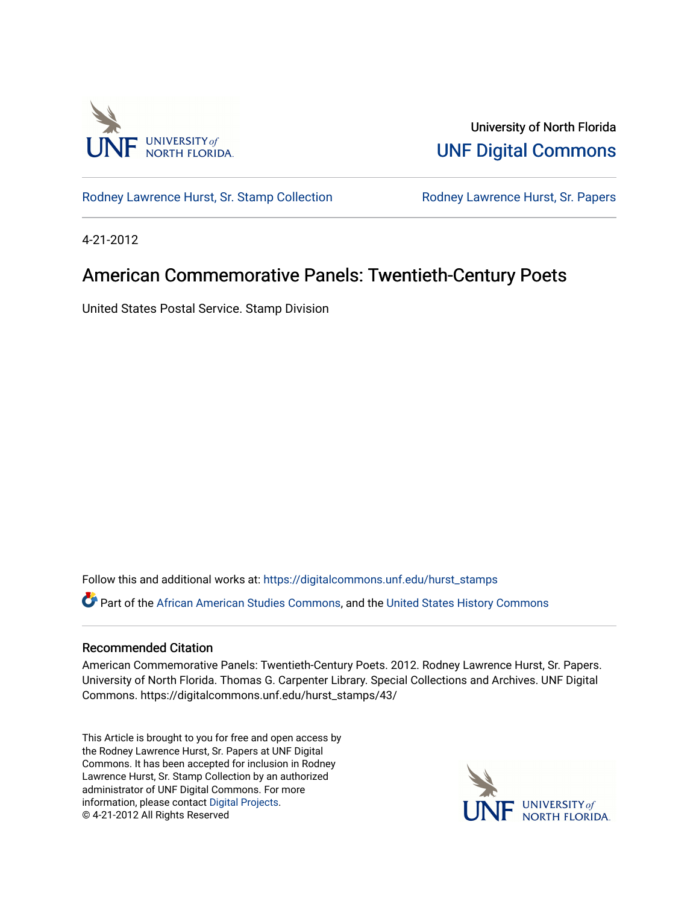University of North Florida

UNF Digital Commons

Rodney Lawrence Hurst, Sr. Stamp Collection | Rodney Lawrence Hurst, Sr. Papers

4-21-2012

# American Commemorative Panels: Twentieth-Century Poets

United States Postal Service. Stamp Division

Follow this and additional works at: https://digitalcommons.unf.edu/hurst_stamps

Part of the African American Studies Commons, and the United States History Commons

## Recommended Citation

American Commemorative Panels: Twentieth-Century Poets. 2012. Rodney Lawrence Hurst, Sr. Papers. University of North Florida. Thomas G. Carpenter Library. Special Collections and Archives. UNF Digital Commons. https://digitalcommons.unf.edu/hurst_stamps/43/

This Article is brought to you for free and open access by the Rodney Lawrence Hurst, Sr. Papers at UNF Digital Commons. It has been accepted for inclusion in Rodney Lawrence Hurst, Sr. Stamp Collection by an authorized administrator of UNF Digital Commons. For more information, please contact Digital Projects.
© 4-21-2012 All Rights Reserved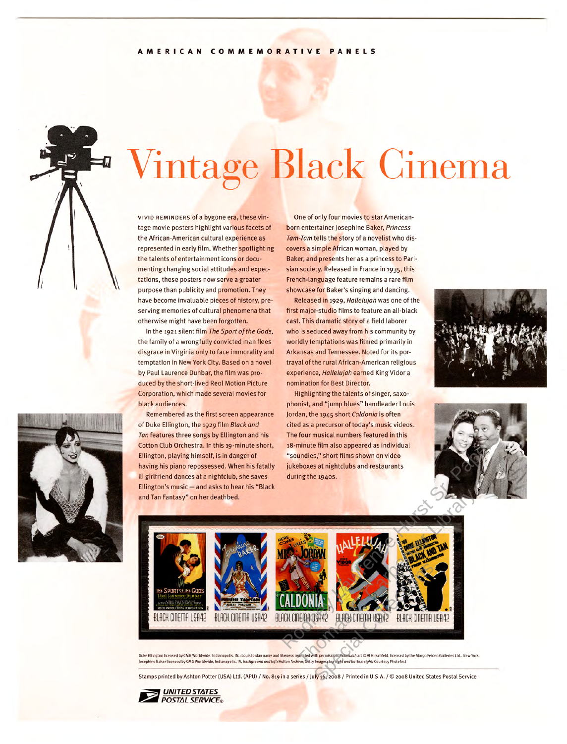AMERICAN COMMEMORATIVE PANELS

# Vintage Black Cinema

VIVID REMINDERS of a bygone era, these vintage movie posters highlight various facets of the African-American cultural experience as represented in early film. Whether spotlighting the talents of entertainment icons or documenting changing social attitudes and expectations, these posters now serve a greater purpose than publicity and promotion. They have become invaluable pieces of history, preserving memories of cultural phenomena that otherwise might have been forgotten.

In the 1921 silent film *The Sport of the Gods,* the family of a wrongfully convicted man flees disgrace in Virginia only to face immorality and temptation in New York City. Based on a novel by Paul Laurence Dunbar, the film was produced by the short-lived Reol Motion Picture Corporation, which made several movies for black audiences.

Remembered as the first screen appearance of Duke Ellington, the 1929 film *Black and Tan* features three songs by Ellington and his Cotton Club Orchestra. In this 19-minute short, Ellington, playing himself, is in danger of having his piano repossessed. When his fatally ill girlfriend dances at a nightclub, she saves Ellington's music — and asks to hear his "Black and Tan Fantasy" on her deathbed.

One of only four movies to star American-born entertainer Josephine Baker, *Princess Tam-Tam* tells the story of a novelist who discovers a simple African woman, played by Baker, and presents her as a princess to Parisian society. Released in France in 1935, this French-language feature remains a rare film showcase for Baker's singing and dancing.

Released in 1929, *Hallelujah* was one of the first major-studio films to feature an all-black cast. This dramatic story of a field laborer who is seduced away from his community by worldly temptations was filmed primarily in Arkansas and Tennessee. Noted for its portrayal of the rural African-American religious experience, *Hallelujah* earned King Vidor a nomination for Best Director.

Highlighting the talents of singer, saxophonist, and "jump blues" bandleader Louis Jordan, the 1945 short *Caldonia* is often cited as a precursor of today's music videos. The four musical numbers featured in this 18-minute film also appeared as individual "soundies," short films shown on video jukeboxes at nightclubs and restaurants during the 1940s.

Duke Ellington licensed by CMG Worldwide, Indianapolis, IN.; Louis Jordan name and likeness reprinted with permission; *Hallelujah* art © Al Hirschfeld, licensed by the Margo Feiden Galleries Ltd., New York. Josephine Baker licensed by CMG Worldwide, Indianapolis, IN. *background and left:* Hulton Archive/Getty Images; *top right and bottom right:* Courtesy Photofest

Stamps printed by Ashton Potter (USA) Ltd. (APU) / No. 819 in a series / July 16, 2008 / Printed in U.S.A. / © 2008 United States Postal Service

UNITED STATES POSTAL SERVICE®